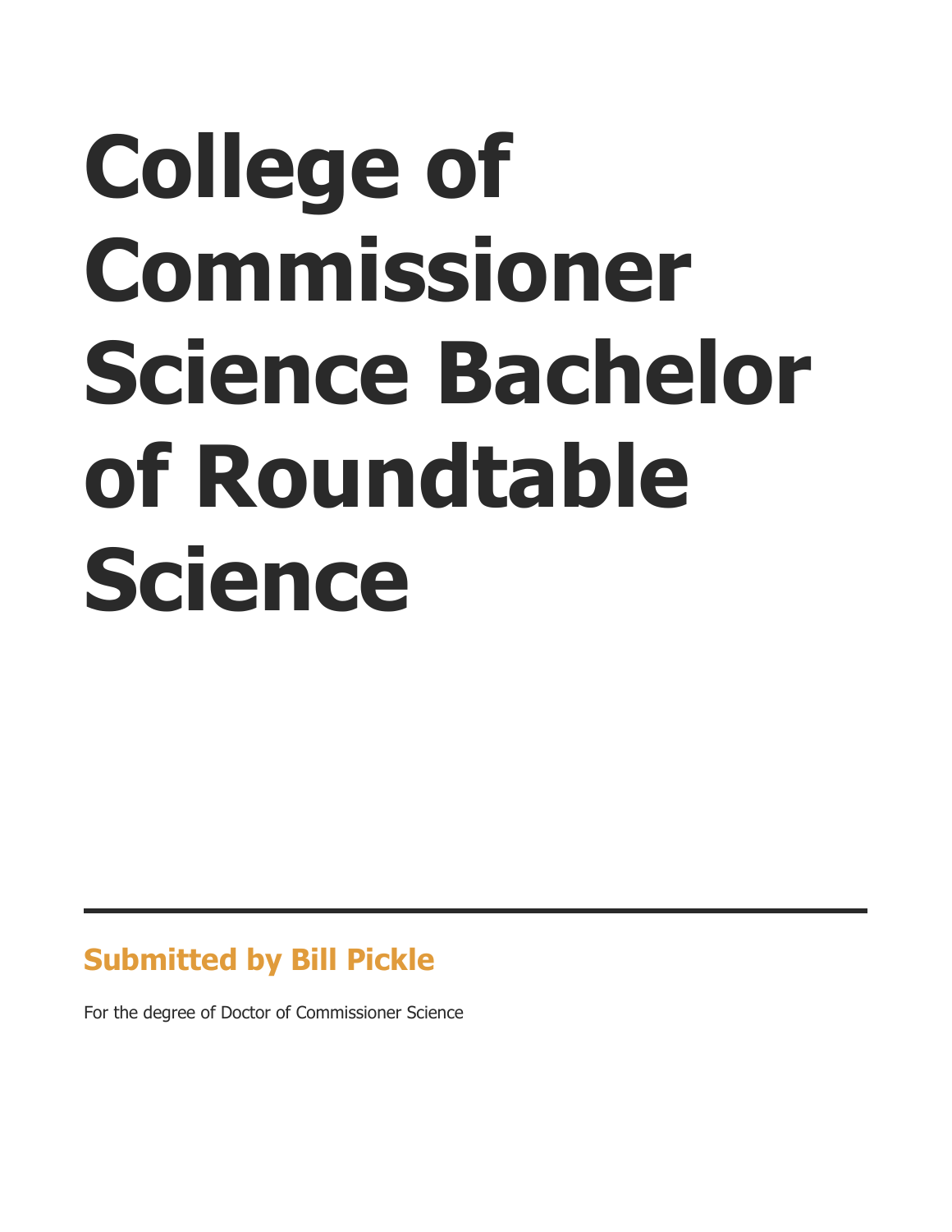# College of Commissioner Science Bachelor of Roundtable Science

---

**Submitted by Bill Pickle**

For the degree of Doctor of Commissioner Science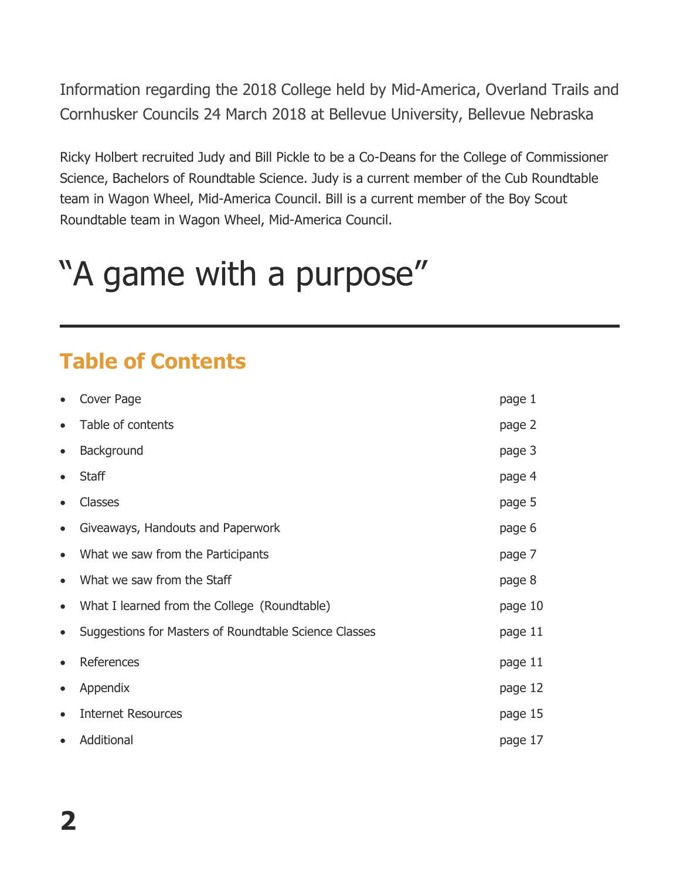Information regarding the 2018 College held by Mid-America, Overland Trails and Cornhusker Councils 24 March 2018 at Bellevue University, Bellevue Nebraska

Ricky Holbert recruited Judy and Bill Pickle to be a Co-Deans for the College of Commissioner Science, Bachelors of Roundtable Science. Judy is a current member of the Cub Roundtable team in Wagon Wheel, Mid-America Council. Bill is a current member of the Boy Scout Roundtable team in Wagon Wheel, Mid-America Council.

# “A game with a purpose”

---

## Table of Contents

- Cover Page — page 1
- Table of contents — page 2
- Background — page 3
- Staff — page 4
- Classes — page 5
- Giveaways, Handouts and Paperwork — page 6
- What we saw from the Participants — page 7
- What we saw from the Staff — page 8
- What I learned from the College (Roundtable) — page 10
- Suggestions for Masters of Roundtable Science Classes — page 11
- References — page 11
- Appendix — page 12
- Internet Resources — page 15
- Additional — page 17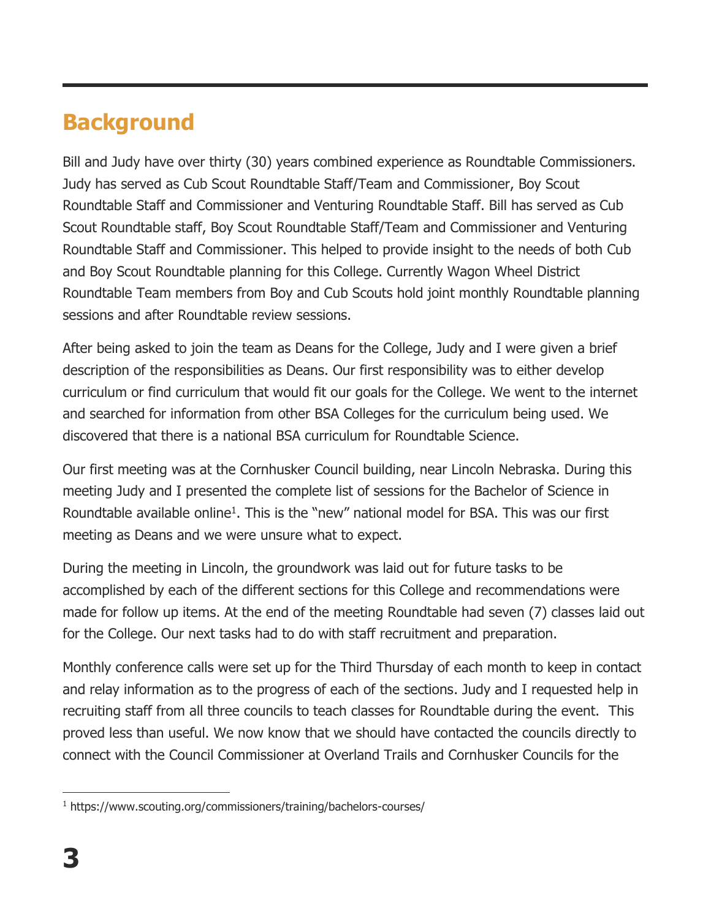## Background

Bill and Judy have over thirty (30) years combined experience as Roundtable Commissioners. Judy has served as Cub Scout Roundtable Staff/Team and Commissioner, Boy Scout Roundtable Staff and Commissioner and Venturing Roundtable Staff. Bill has served as Cub Scout Roundtable staff, Boy Scout Roundtable Staff/Team and Commissioner and Venturing Roundtable Staff and Commissioner. This helped to provide insight to the needs of both Cub and Boy Scout Roundtable planning for this College. Currently Wagon Wheel District Roundtable Team members from Boy and Cub Scouts hold joint monthly Roundtable planning sessions and after Roundtable review sessions.

After being asked to join the team as Deans for the College, Judy and I were given a brief description of the responsibilities as Deans. Our first responsibility was to either develop curriculum or find curriculum that would fit our goals for the College. We went to the internet and searched for information from other BSA Colleges for the curriculum being used. We discovered that there is a national BSA curriculum for Roundtable Science.

Our first meeting was at the Cornhusker Council building, near Lincoln Nebraska. During this meeting Judy and I presented the complete list of sessions for the Bachelor of Science in Roundtable available online[1]. This is the "new" national model for BSA. This was our first meeting as Deans and we were unsure what to expect.

During the meeting in Lincoln, the groundwork was laid out for future tasks to be accomplished by each of the different sections for this College and recommendations were made for follow up items. At the end of the meeting Roundtable had seven (7) classes laid out for the College. Our next tasks had to do with staff recruitment and preparation.

Monthly conference calls were set up for the Third Thursday of each month to keep in contact and relay information as to the progress of each of the sections. Judy and I requested help in recruiting staff from all three councils to teach classes for Roundtable during the event. This proved less than useful. We now know that we should have contacted the councils directly to connect with the Council Commissioner at Overland Trails and Cornhusker Councils for the

[1] https://www.scouting.org/commissioners/training/bachelors-courses/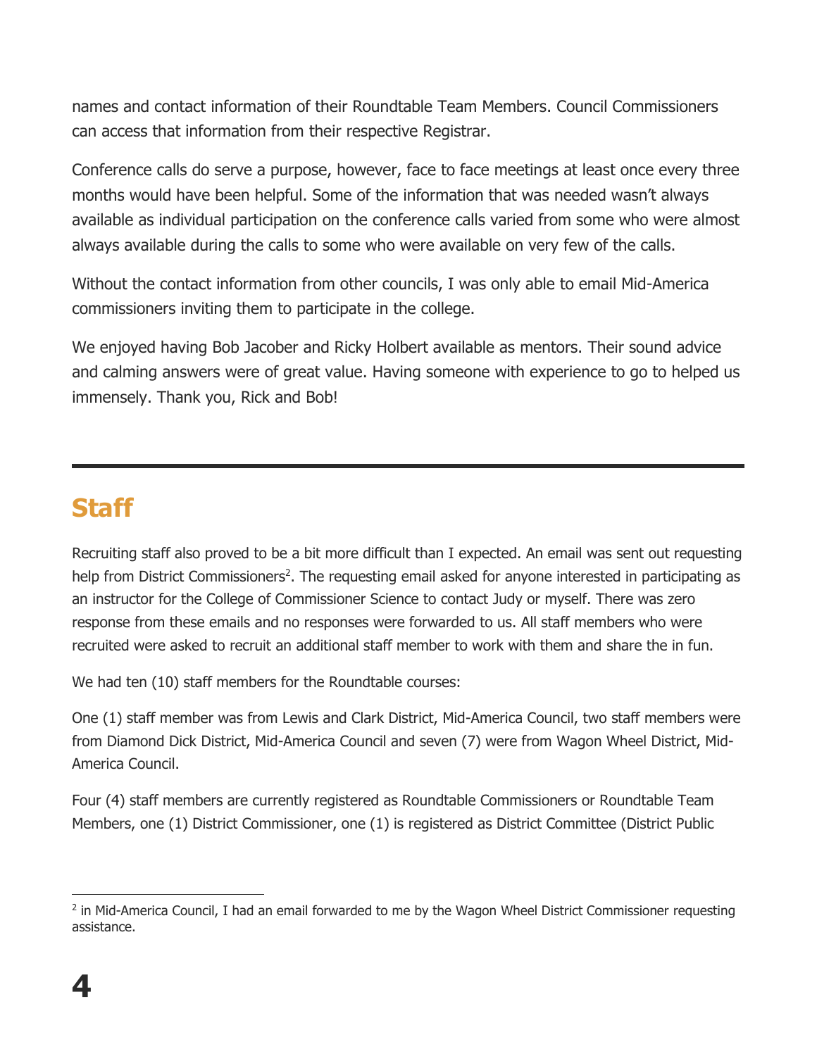names and contact information of their Roundtable Team Members. Council Commissioners can access that information from their respective Registrar.

Conference calls do serve a purpose, however, face to face meetings at least once every three months would have been helpful. Some of the information that was needed wasn't always available as individual participation on the conference calls varied from some who were almost always available during the calls to some who were available on very few of the calls.

Without the contact information from other councils, I was only able to email Mid-America commissioners inviting them to participate in the college.

We enjoyed having Bob Jacober and Ricky Holbert available as mentors. Their sound advice and calming answers were of great value. Having someone with experience to go to helped us immensely. Thank you, Rick and Bob!

---

## Staff

Recruiting staff also proved to be a bit more difficult than I expected. An email was sent out requesting help from District Commissioners[2]. The requesting email asked for anyone interested in participating as an instructor for the College of Commissioner Science to contact Judy or myself. There was zero response from these emails and no responses were forwarded to us. All staff members who were recruited were asked to recruit an additional staff member to work with them and share the in fun.

We had ten (10) staff members for the Roundtable courses:

One (1) staff member was from Lewis and Clark District, Mid-America Council, two staff members were from Diamond Dick District, Mid-America Council and seven (7) were from Wagon Wheel District, Mid-America Council.

Four (4) staff members are currently registered as Roundtable Commissioners or Roundtable Team Members, one (1) District Commissioner, one (1) is registered as District Committee (District Public

[2] in Mid-America Council, I had an email forwarded to me by the Wagon Wheel District Commissioner requesting assistance.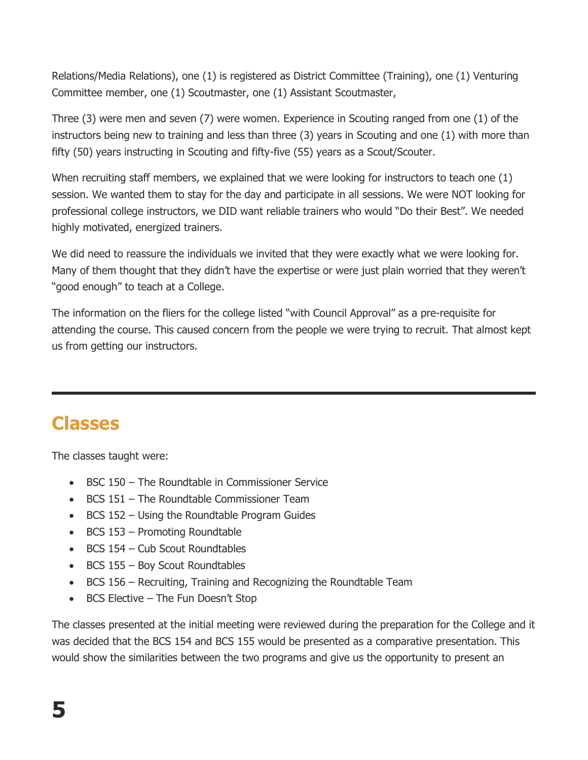Relations/Media Relations), one (1) is registered as District Committee (Training), one (1) Venturing Committee member, one (1) Scoutmaster, one (1) Assistant Scoutmaster,

Three (3) were men and seven (7) were women. Experience in Scouting ranged from one (1) of the instructors being new to training and less than three (3) years in Scouting and one (1) with more than fifty (50) years instructing in Scouting and fifty-five (55) years as a Scout/Scouter.

When recruiting staff members, we explained that we were looking for instructors to teach one (1) session. We wanted them to stay for the day and participate in all sessions. We were NOT looking for professional college instructors, we DID want reliable trainers who would "Do their Best". We needed highly motivated, energized trainers.

We did need to reassure the individuals we invited that they were exactly what we were looking for. Many of them thought that they didn't have the expertise or were just plain worried that they weren't "good enough" to teach at a College.

The information on the fliers for the college listed "with Council Approval" as a pre-requisite for attending the course. This caused concern from the people we were trying to recruit. That almost kept us from getting our instructors.

---

## Classes

The classes taught were:

- BSC 150 – The Roundtable in Commissioner Service
- BCS 151 – The Roundtable Commissioner Team
- BCS 152 – Using the Roundtable Program Guides
- BCS 153 – Promoting Roundtable
- BCS 154 – Cub Scout Roundtables
- BCS 155 – Boy Scout Roundtables
- BCS 156 – Recruiting, Training and Recognizing the Roundtable Team
- BCS Elective – The Fun Doesn't Stop

The classes presented at the initial meeting were reviewed during the preparation for the College and it was decided that the BCS 154 and BCS 155 would be presented as a comparative presentation. This would show the similarities between the two programs and give us the opportunity to present an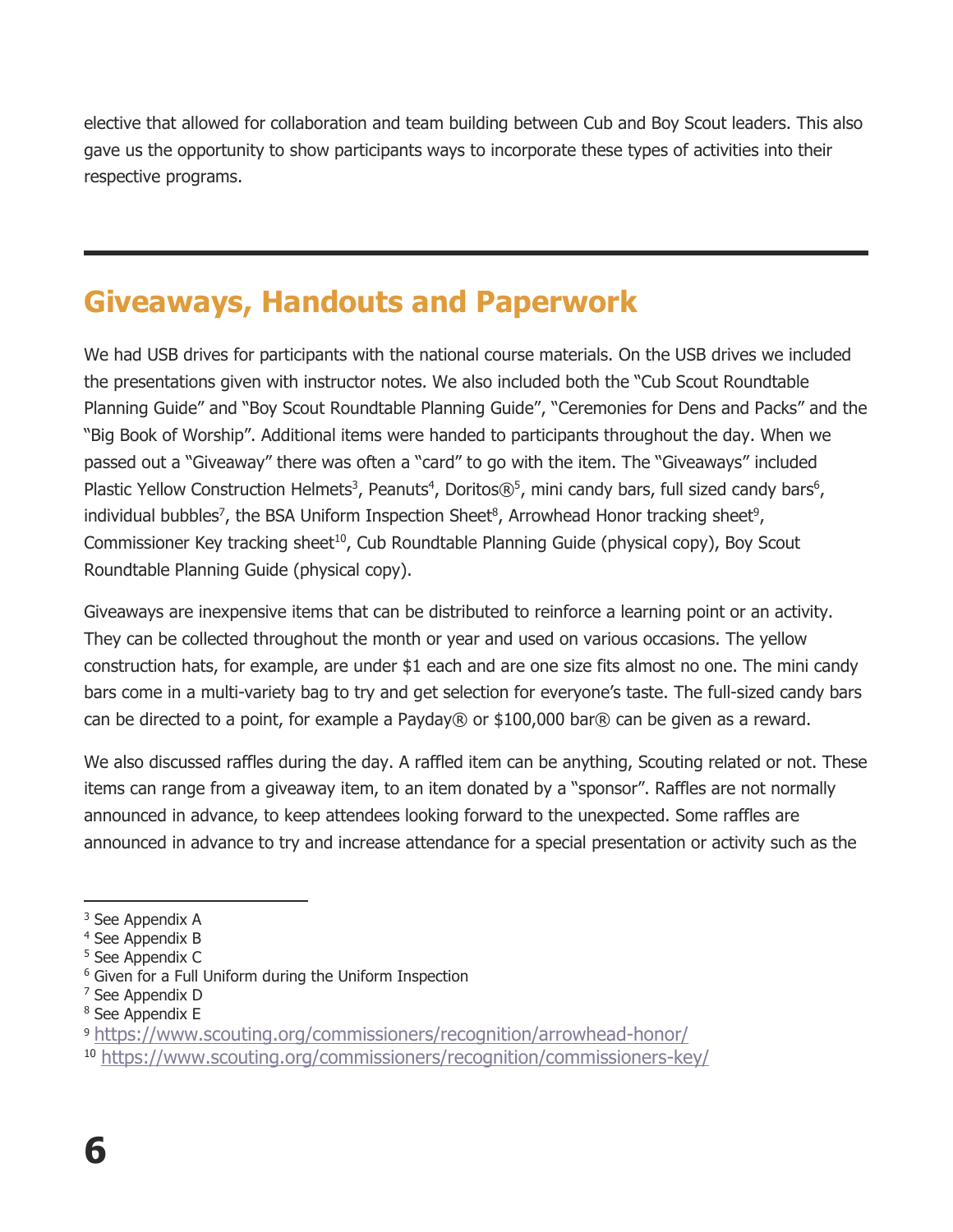elective that allowed for collaboration and team building between Cub and Boy Scout leaders. This also gave us the opportunity to show participants ways to incorporate these types of activities into their respective programs.

---

## Giveaways, Handouts and Paperwork

We had USB drives for participants with the national course materials. On the USB drives we included the presentations given with instructor notes. We also included both the "Cub Scout Roundtable Planning Guide" and "Boy Scout Roundtable Planning Guide", "Ceremonies for Dens and Packs" and the "Big Book of Worship". Additional items were handed to participants throughout the day. When we passed out a "Giveaway" there was often a "card" to go with the item. The "Giveaways" included Plastic Yellow Construction Helmets[3], Peanuts[4], Doritos®[5], mini candy bars, full sized candy bars[6], individual bubbles[7], the BSA Uniform Inspection Sheet[8], Arrowhead Honor tracking sheet[9], Commissioner Key tracking sheet[10], Cub Roundtable Planning Guide (physical copy), Boy Scout Roundtable Planning Guide (physical copy).

Giveaways are inexpensive items that can be distributed to reinforce a learning point or an activity. They can be collected throughout the month or year and used on various occasions. The yellow construction hats, for example, are under $1 each and are one size fits almost no one. The mini candy bars come in a multi-variety bag to try and get selection for everyone's taste. The full-sized candy bars can be directed to a point, for example a Payday® or $100,000 bar® can be given as a reward.

We also discussed raffles during the day. A raffled item can be anything, Scouting related or not. These items can range from a giveaway item, to an item donated by a "sponsor". Raffles are not normally announced in advance, to keep attendees looking forward to the unexpected. Some raffles are announced in advance to try and increase attendance for a special presentation or activity such as the

---

[3] See Appendix A
[4] See Appendix B
[5] See Appendix C
[6] Given for a Full Uniform during the Uniform Inspection
[7] See Appendix D
[8] See Appendix E
[9] https://www.scouting.org/commissioners/recognition/arrowhead-honor/
[10] https://www.scouting.org/commissioners/recognition/commissioners-key/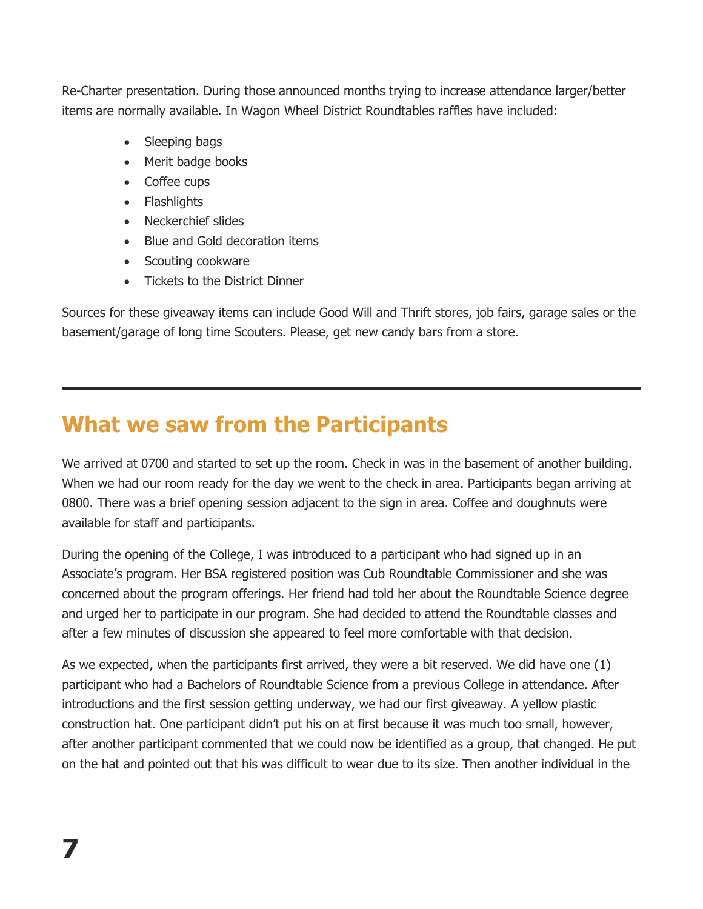Re-Charter presentation. During those announced months trying to increase attendance larger/better items are normally available. In Wagon Wheel District Roundtables raffles have included:

- Sleeping bags
- Merit badge books
- Coffee cups
- Flashlights
- Neckerchief slides
- Blue and Gold decoration items
- Scouting cookware
- Tickets to the District Dinner

Sources for these giveaway items can include Good Will and Thrift stores, job fairs, garage sales or the basement/garage of long time Scouters. Please, get new candy bars from a store.

---

## What we saw from the Participants

We arrived at 0700 and started to set up the room. Check in was in the basement of another building. When we had our room ready for the day we went to the check in area. Participants began arriving at 0800. There was a brief opening session adjacent to the sign in area. Coffee and doughnuts were available for staff and participants.

During the opening of the College, I was introduced to a participant who had signed up in an Associate's program. Her BSA registered position was Cub Roundtable Commissioner and she was concerned about the program offerings. Her friend had told her about the Roundtable Science degree and urged her to participate in our program. She had decided to attend the Roundtable classes and after a few minutes of discussion she appeared to feel more comfortable with that decision.

As we expected, when the participants first arrived, they were a bit reserved. We did have one (1) participant who had a Bachelors of Roundtable Science from a previous College in attendance. After introductions and the first session getting underway, we had our first giveaway. A yellow plastic construction hat. One participant didn't put his on at first because it was much too small, however, after another participant commented that we could now be identified as a group, that changed. He put on the hat and pointed out that his was difficult to wear due to its size. Then another individual in the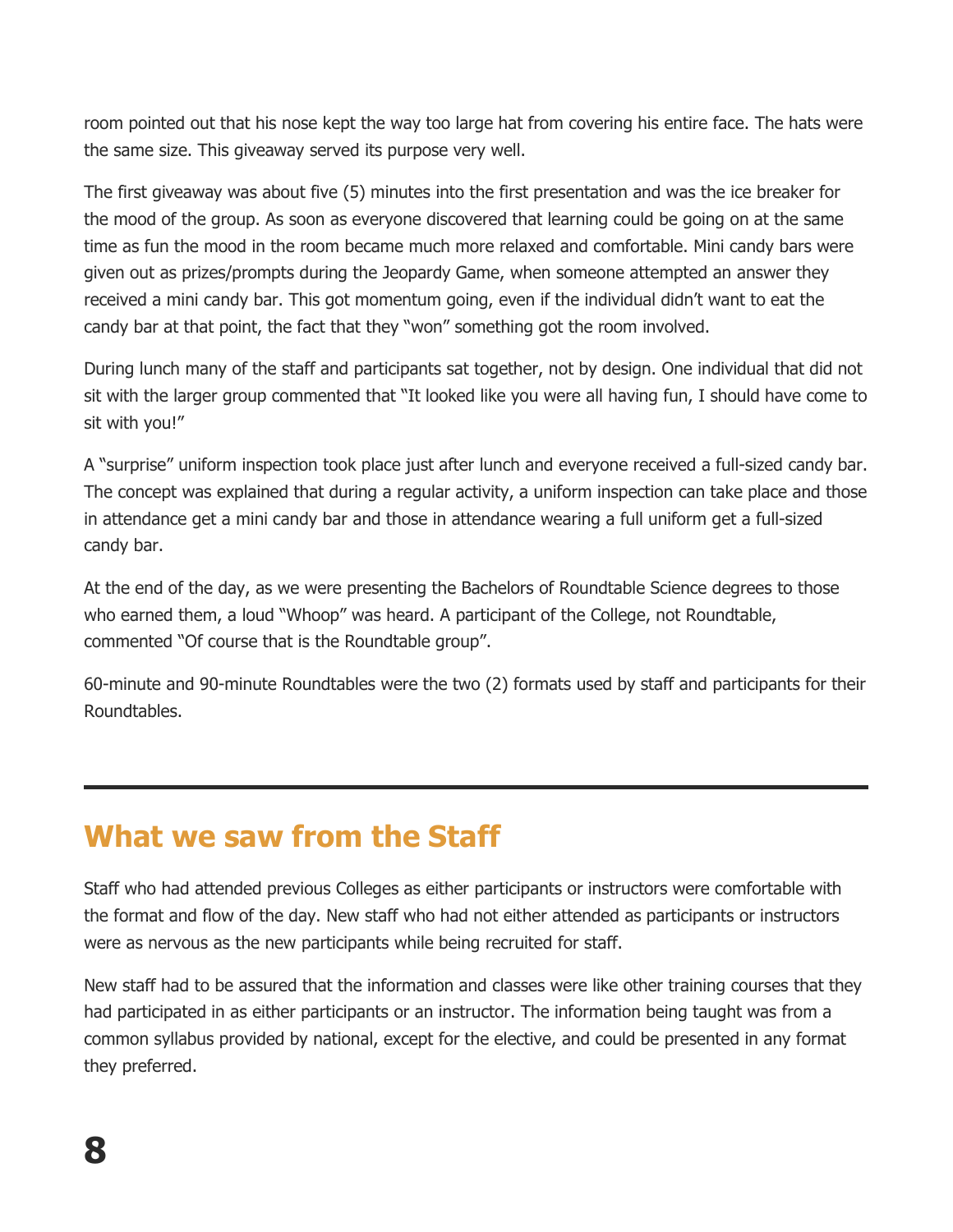room pointed out that his nose kept the way too large hat from covering his entire face. The hats were the same size. This giveaway served its purpose very well.

The first giveaway was about five (5) minutes into the first presentation and was the ice breaker for the mood of the group. As soon as everyone discovered that learning could be going on at the same time as fun the mood in the room became much more relaxed and comfortable. Mini candy bars were given out as prizes/prompts during the Jeopardy Game, when someone attempted an answer they received a mini candy bar. This got momentum going, even if the individual didn't want to eat the candy bar at that point, the fact that they "won" something got the room involved.

During lunch many of the staff and participants sat together, not by design. One individual that did not sit with the larger group commented that "It looked like you were all having fun, I should have come to sit with you!"

A "surprise" uniform inspection took place just after lunch and everyone received a full-sized candy bar. The concept was explained that during a regular activity, a uniform inspection can take place and those in attendance get a mini candy bar and those in attendance wearing a full uniform get a full-sized candy bar.

At the end of the day, as we were presenting the Bachelors of Roundtable Science degrees to those who earned them, a loud "Whoop" was heard. A participant of the College, not Roundtable, commented "Of course that is the Roundtable group".

60-minute and 90-minute Roundtables were the two (2) formats used by staff and participants for their Roundtables.

---

## What we saw from the Staff

Staff who had attended previous Colleges as either participants or instructors were comfortable with the format and flow of the day. New staff who had not either attended as participants or instructors were as nervous as the new participants while being recruited for staff.

New staff had to be assured that the information and classes were like other training courses that they had participated in as either participants or an instructor. The information being taught was from a common syllabus provided by national, except for the elective, and could be presented in any format they preferred.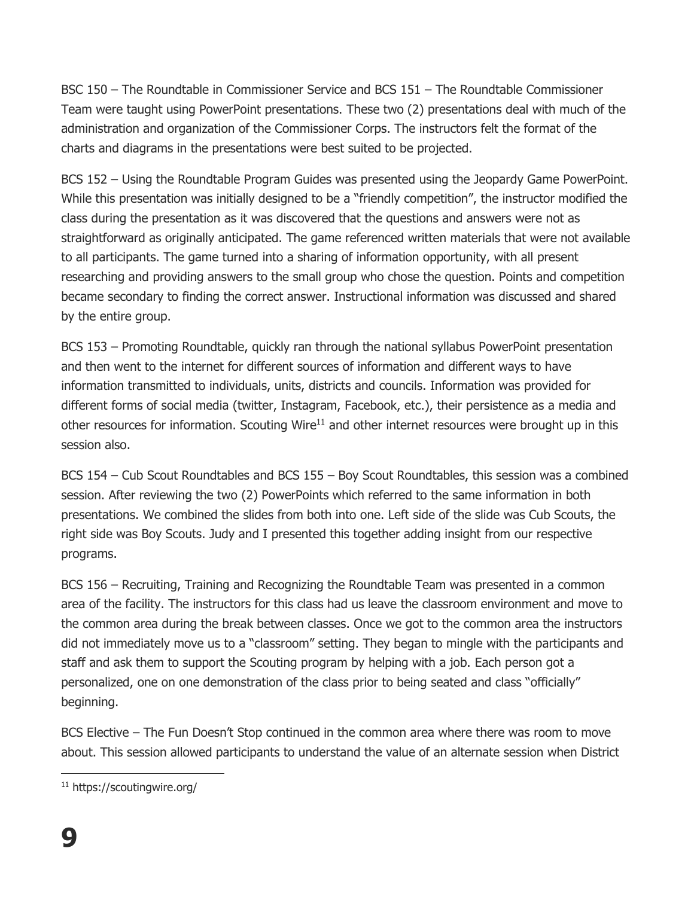BSC 150 – The Roundtable in Commissioner Service and BCS 151 – The Roundtable Commissioner Team were taught using PowerPoint presentations. These two (2) presentations deal with much of the administration and organization of the Commissioner Corps. The instructors felt the format of the charts and diagrams in the presentations were best suited to be projected.

BCS 152 – Using the Roundtable Program Guides was presented using the Jeopardy Game PowerPoint. While this presentation was initially designed to be a "friendly competition", the instructor modified the class during the presentation as it was discovered that the questions and answers were not as straightforward as originally anticipated. The game referenced written materials that were not available to all participants. The game turned into a sharing of information opportunity, with all present researching and providing answers to the small group who chose the question. Points and competition became secondary to finding the correct answer. Instructional information was discussed and shared by the entire group.

BCS 153 – Promoting Roundtable, quickly ran through the national syllabus PowerPoint presentation and then went to the internet for different sources of information and different ways to have information transmitted to individuals, units, districts and councils. Information was provided for different forms of social media (twitter, Instagram, Facebook, etc.), their persistence as a media and other resources for information. Scouting Wire[11] and other internet resources were brought up in this session also.

BCS 154 – Cub Scout Roundtables and BCS 155 – Boy Scout Roundtables, this session was a combined session. After reviewing the two (2) PowerPoints which referred to the same information in both presentations. We combined the slides from both into one. Left side of the slide was Cub Scouts, the right side was Boy Scouts. Judy and I presented this together adding insight from our respective programs.

BCS 156 – Recruiting, Training and Recognizing the Roundtable Team was presented in a common area of the facility. The instructors for this class had us leave the classroom environment and move to the common area during the break between classes. Once we got to the common area the instructors did not immediately move us to a "classroom" setting. They began to mingle with the participants and staff and ask them to support the Scouting program by helping with a job. Each person got a personalized, one on one demonstration of the class prior to being seated and class "officially" beginning.

BCS Elective – The Fun Doesn't Stop continued in the common area where there was room to move about. This session allowed participants to understand the value of an alternate session when District

[11] https://scoutingwire.org/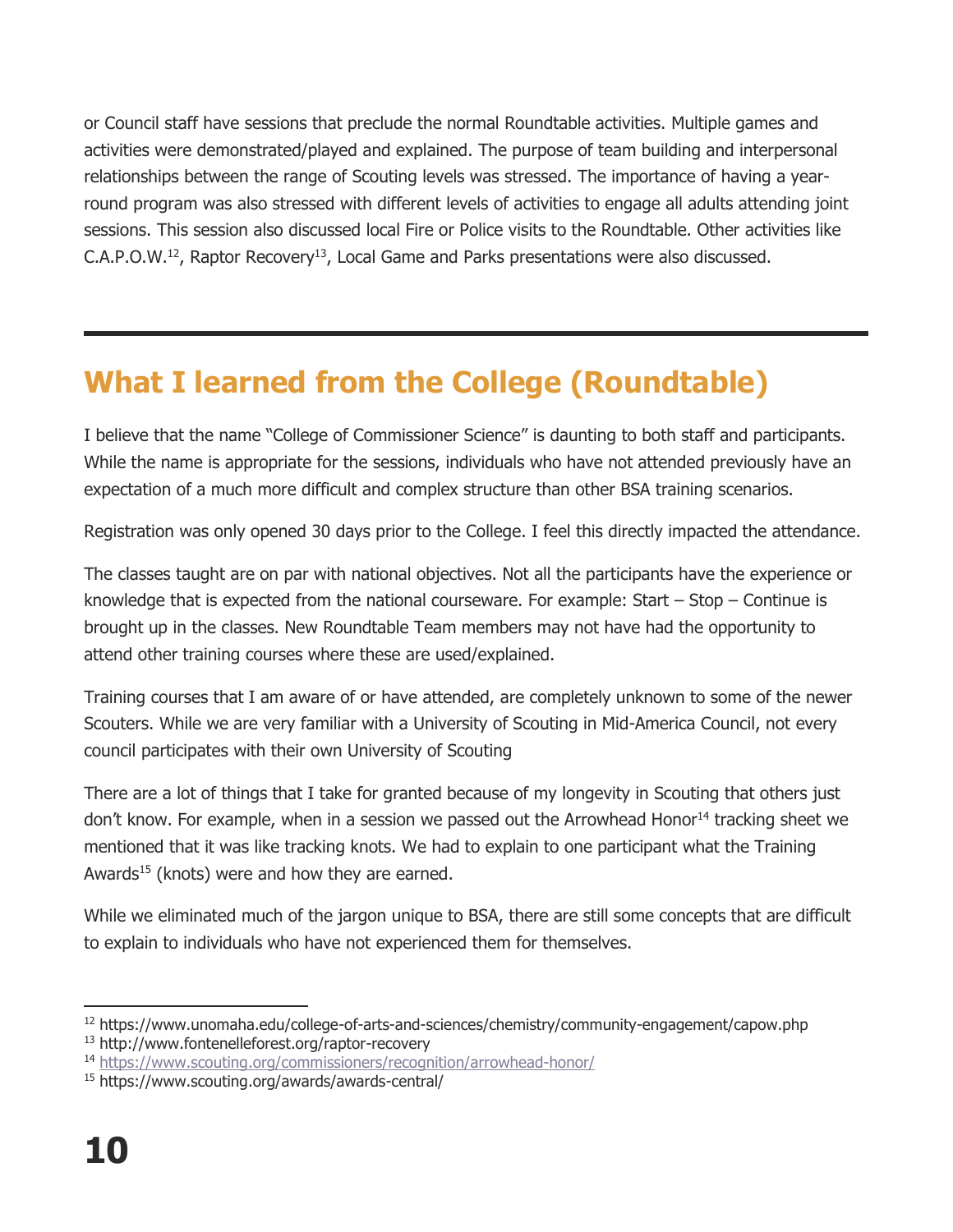or Council staff have sessions that preclude the normal Roundtable activities. Multiple games and activities were demonstrated/played and explained. The purpose of team building and interpersonal relationships between the range of Scouting levels was stressed. The importance of having a year-round program was also stressed with different levels of activities to engage all adults attending joint sessions. This session also discussed local Fire or Police visits to the Roundtable. Other activities like C.A.P.O.W.[12], Raptor Recovery[13], Local Game and Parks presentations were also discussed.

---

## What I learned from the College (Roundtable)

I believe that the name "College of Commissioner Science" is daunting to both staff and participants. While the name is appropriate for the sessions, individuals who have not attended previously have an expectation of a much more difficult and complex structure than other BSA training scenarios.

Registration was only opened 30 days prior to the College. I feel this directly impacted the attendance.

The classes taught are on par with national objectives. Not all the participants have the experience or knowledge that is expected from the national courseware. For example: Start – Stop – Continue is brought up in the classes. New Roundtable Team members may not have had the opportunity to attend other training courses where these are used/explained.

Training courses that I am aware of or have attended, are completely unknown to some of the newer Scouters. While we are very familiar with a University of Scouting in Mid-America Council, not every council participates with their own University of Scouting

There are a lot of things that I take for granted because of my longevity in Scouting that others just don't know. For example, when in a session we passed out the Arrowhead Honor[14] tracking sheet we mentioned that it was like tracking knots. We had to explain to one participant what the Training Awards[15] (knots) were and how they are earned.

While we eliminated much of the jargon unique to BSA, there are still some concepts that are difficult to explain to individuals who have not experienced them for themselves.

---

[12] https://www.unomaha.edu/college-of-arts-and-sciences/chemistry/community-engagement/capow.php

[13] http://www.fontenelleforest.org/raptor-recovery

[14] https://www.scouting.org/commissioners/recognition/arrowhead-honor/

[15] https://www.scouting.org/awards/awards-central/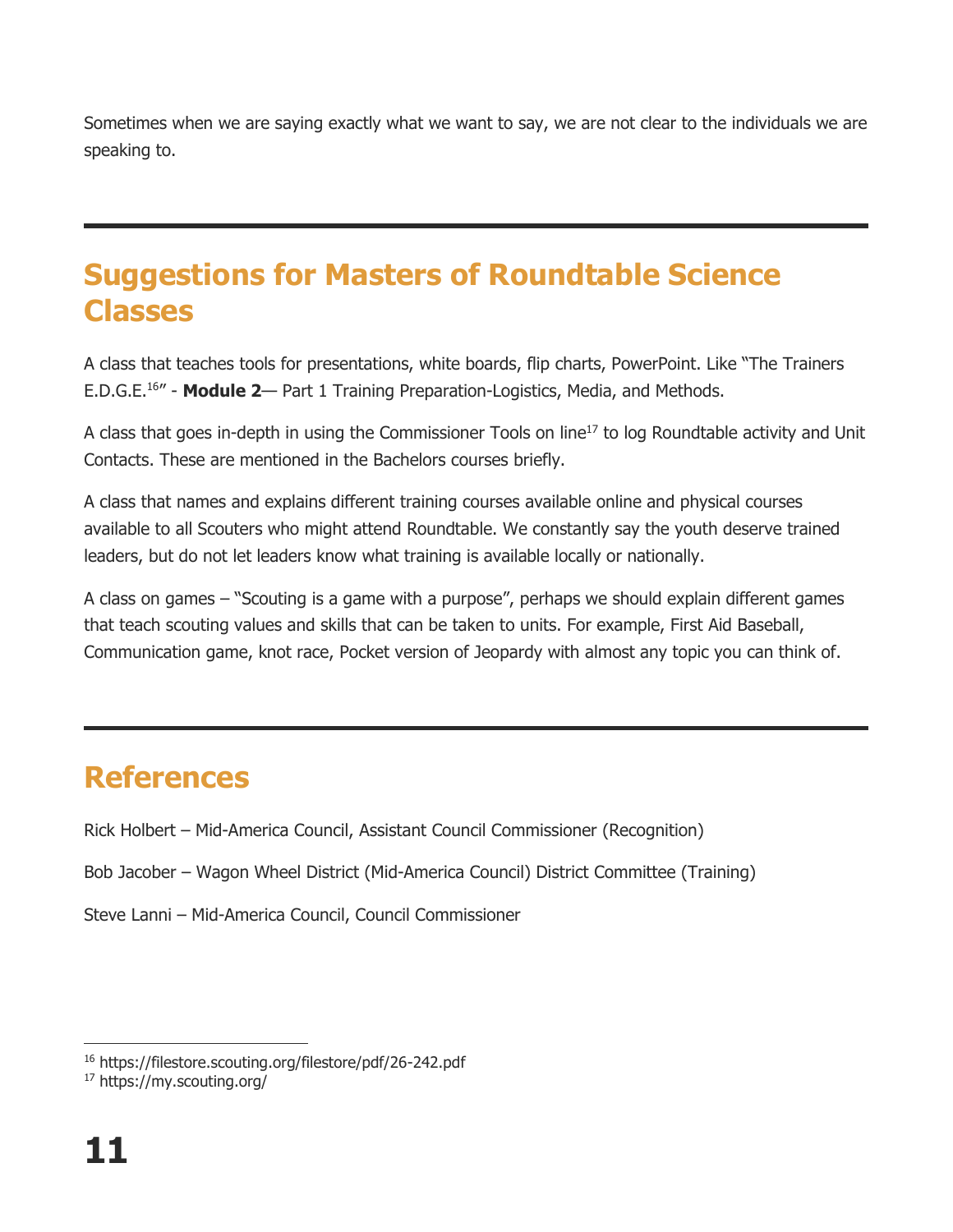Sometimes when we are saying exactly what we want to say, we are not clear to the individuals we are speaking to.

---

## Suggestions for Masters of Roundtable Science Classes

A class that teaches tools for presentations, white boards, flip charts, PowerPoint. Like "The Trainers E.D.G.E.[16]" - **Module 2**— Part 1 Training Preparation-Logistics, Media, and Methods.

A class that goes in-depth in using the Commissioner Tools on line[17] to log Roundtable activity and Unit Contacts. These are mentioned in the Bachelors courses briefly.

A class that names and explains different training courses available online and physical courses available to all Scouters who might attend Roundtable. We constantly say the youth deserve trained leaders, but do not let leaders know what training is available locally or nationally.

A class on games – "Scouting is a game with a purpose", perhaps we should explain different games that teach scouting values and skills that can be taken to units. For example, First Aid Baseball, Communication game, knot race, Pocket version of Jeopardy with almost any topic you can think of.

---

## References

Rick Holbert – Mid-America Council, Assistant Council Commissioner (Recognition)

Bob Jacober – Wagon Wheel District (Mid-America Council) District Committee (Training)

Steve Lanni – Mid-America Council, Council Commissioner

---

[16] https://filestore.scouting.org/filestore/pdf/26-242.pdf

[17] https://my.scouting.org/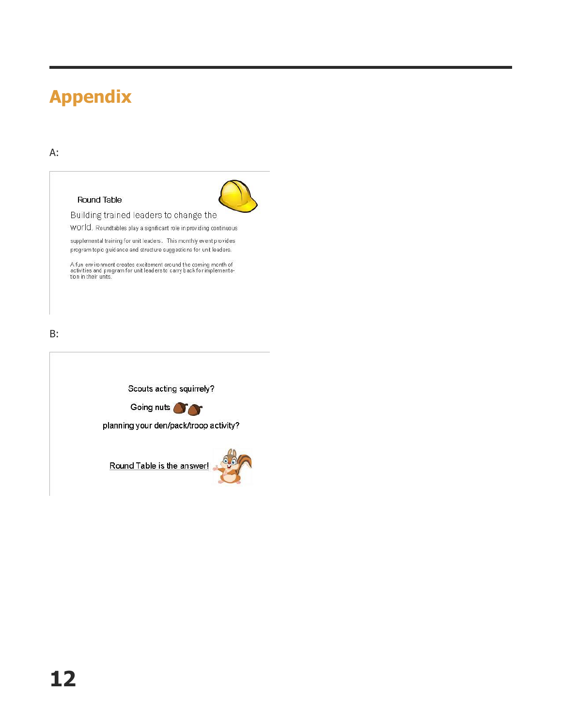# Appendix

A:

Round Table

Building trained leaders to change the world. Roundtables play a significant role in providing continuous supplemental training for unit leaders. This monthly event provides program topic guidance and structure suggestions for unit leaders.

A fun environment creates excitement around the coming month of activities and program for unit leaders to carry back for implementation in their units.

B:

Scouts acting squirrely?

Going nuts

planning your den/pack/troop activity?

Round Table is the answer!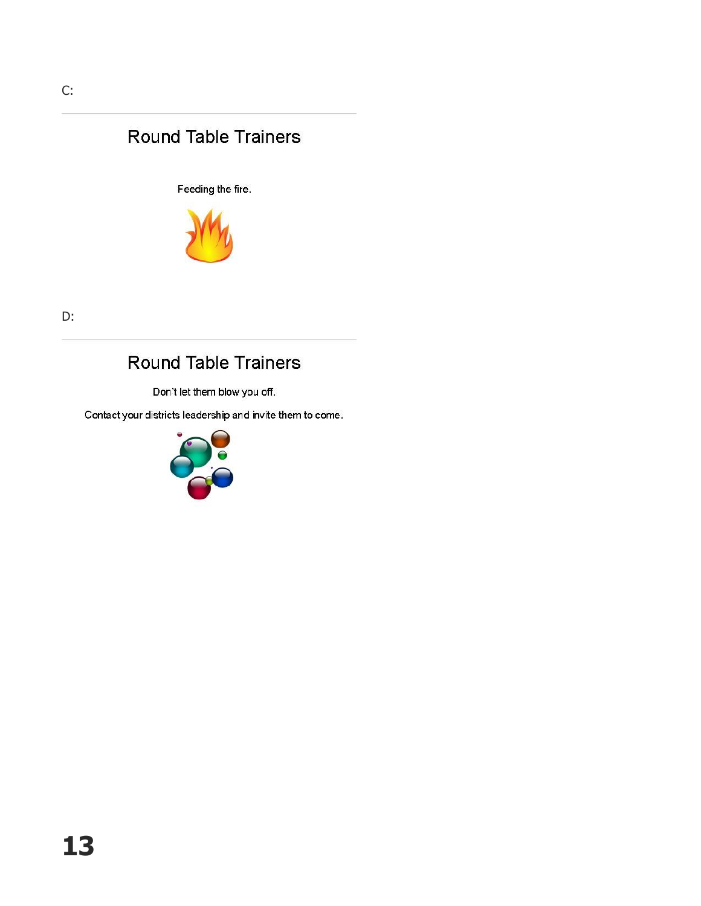C:

---

## Round Table Trainers

Feeding the fire.

D:

---

## Round Table Trainers

Don't let them blow you off.

Contact your districts leadership and invite them to come.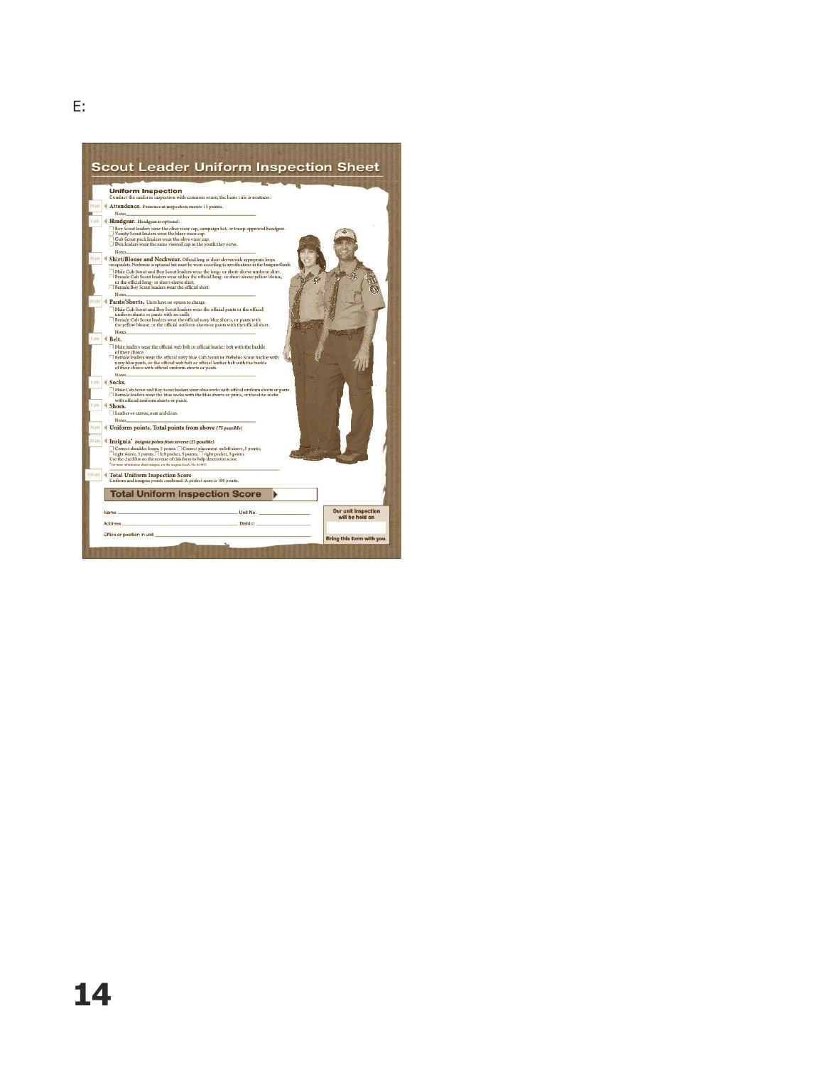E:

# Scout Leader Uniform Inspection Sheet

## Uniform Inspection

Conduct the uniform inspection with common sense; the basic rule is neatness.

15 pts — **Attendance.** Presence at inspection merits 15 points.

Notes_______________________________

5 pts — **Headgear.** Headgear is optional.

- ☐ Boy Scout leaders wear the olive visor cap, campaign hat, or troop-approved headgear.
- ☐ Varsity Scout leaders wear the blaze visor cap.
- ☐ Cub Scout pack leaders wear the olive visor cap.
- ☐ Den leaders wear the same visored cap as the youth they serve.

Notes_______________________________

20 pts — **Shirt/Blouse and Neckwear.** Official long or short sleeves with appropriate loops on epaulets. Neckwear is optional but must be worn according to specifications in the Insignia Guide.

- ☐ Male Cub Scout and Boy Scout leaders wear the long- or short-sleeve uniform shirt.
- ☐ Female Cub Scout leaders wear either the official long- or short-sleeve yellow blouse, or the official long- or short-sleeve shirt.
- ☐ Female Boy Scout leaders wear the official shirt.

Notes_______________________________

20 pts — **Pants/Shorts.** Units have no option to change.

- ☐ Male Cub Scout and Boy Scout leaders wear the official pants or the official uniform shorts or pants with no cuffs.
- ☐ Female Cub Scout leaders wear the official navy blue shorts, or pants with the yellow blouse, or the official uniform shorts or pants with the official shirt.

Notes_______________________________

5 pts — **Belt.**

- ☐ Male leaders wear the official web belt or official leather belt with the buckle of their choice.
- ☐ Female leaders wear the official navy blue Cub Scout or Webelos Scout buckle with navy blue pants, or the official web belt or official leather belt with the buckle of their choice with official uniform shorts or pants.

Notes_______________________________

5 pts — **Socks.**

- ☐ Male Cub Scout and Boy Scout leaders wear olive socks with official uniform shorts or pants.
- ☐ Female leaders wear the blue socks with the blue shorts or pants, or the olive socks with official uniform shorts or pants.

5 pts — **Shoes.**

- ☐ Leather or canvas, neat and clean.

Notes_______________________________

75 pts — **Uniform points. Total points from above** *(75 possible)*

25 pts — **Insignia\*** *Insignia points from reverse* (25 possible)

☐ Correct shoulder loops, 5 points; ☐ Correct placement on left sleeve, 5 points; ☐ right sleeve, 5 points; ☐ left pocket, 5 points; ☐ right pocket, 5 points.
Use the checklist on the reverse of this form to help determine score.

\* For more information about insignia, see the Insignia Guide, No. 33066.

100 pts — **Total Uniform Inspection Score**
Uniform and insignia points combined. A perfect score is 100 points.

**Total Uniform Inspection Score** ▶ ____________

Name ______________________ Unit No. ____________

Address ______________________ District ____________

Office or position in unit ______________________

**Our unit inspection will be held on** ____________

**Bring this form with you.**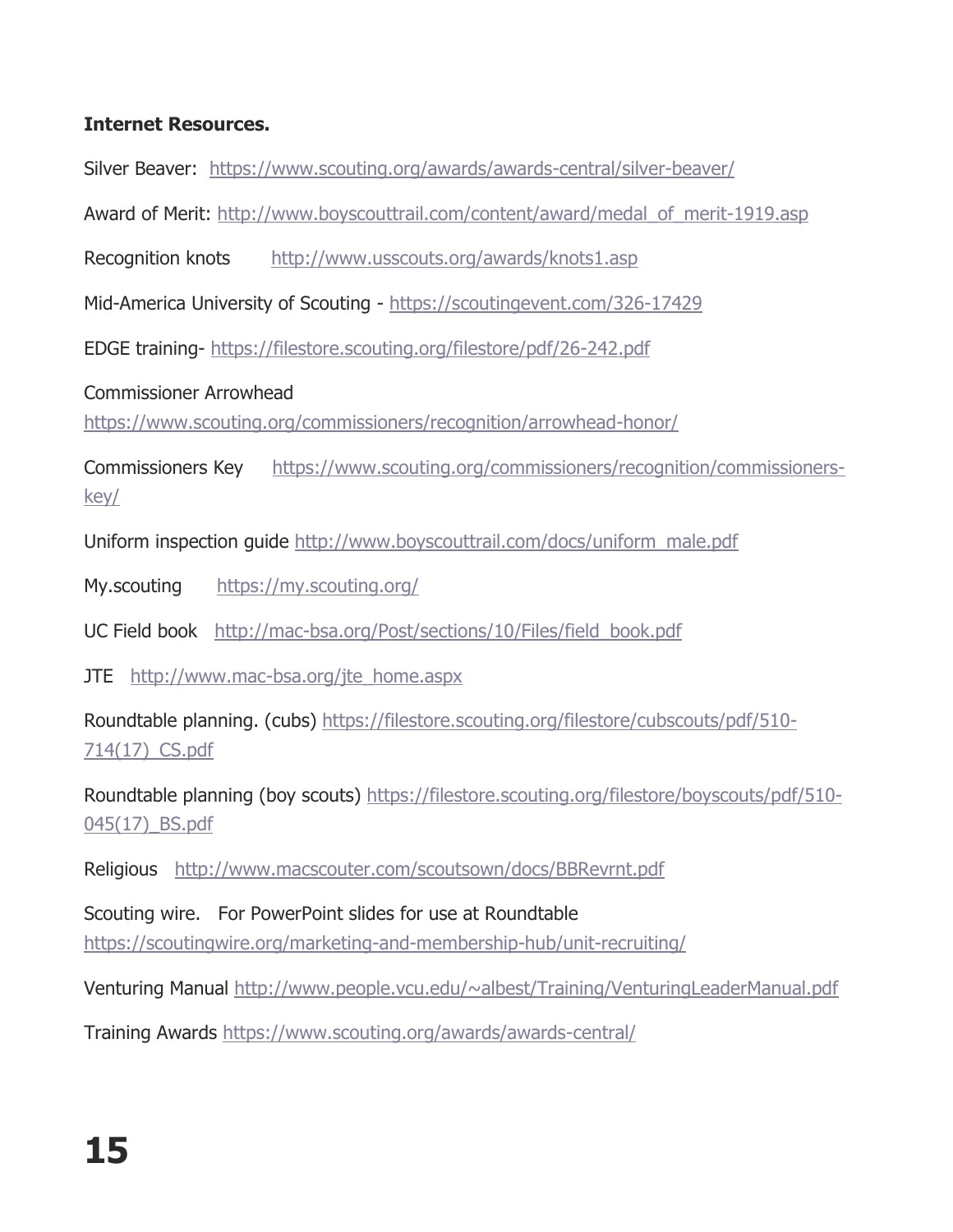**Internet Resources.**

Silver Beaver: https://www.scouting.org/awards/awards-central/silver-beaver/

Award of Merit: http://www.boyscouttrail.com/content/award/medal_of_merit-1919.asp

Recognition knots http://www.usscouts.org/awards/knots1.asp

Mid-America University of Scouting - https://scoutingevent.com/326-17429

EDGE training- https://filestore.scouting.org/filestore/pdf/26-242.pdf

Commissioner Arrowhead
https://www.scouting.org/commissioners/recognition/arrowhead-honor/

Commissioners Key https://www.scouting.org/commissioners/recognition/commissioners-key/

Uniform inspection guide http://www.boyscouttrail.com/docs/uniform_male.pdf

My.scouting https://my.scouting.org/

UC Field book http://mac-bsa.org/Post/sections/10/Files/field_book.pdf

JTE http://www.mac-bsa.org/jte_home.aspx

Roundtable planning. (cubs) https://filestore.scouting.org/filestore/cubscouts/pdf/510-714(17)_CS.pdf

Roundtable planning (boy scouts) https://filestore.scouting.org/filestore/boyscouts/pdf/510-045(17)_BS.pdf

Religious http://www.macscouter.com/scoutsown/docs/BBRevrnt.pdf

Scouting wire. For PowerPoint slides for use at Roundtable
https://scoutingwire.org/marketing-and-membership-hub/unit-recruiting/

Venturing Manual http://www.people.vcu.edu/~albest/Training/VenturingLeaderManual.pdf

Training Awards https://www.scouting.org/awards/awards-central/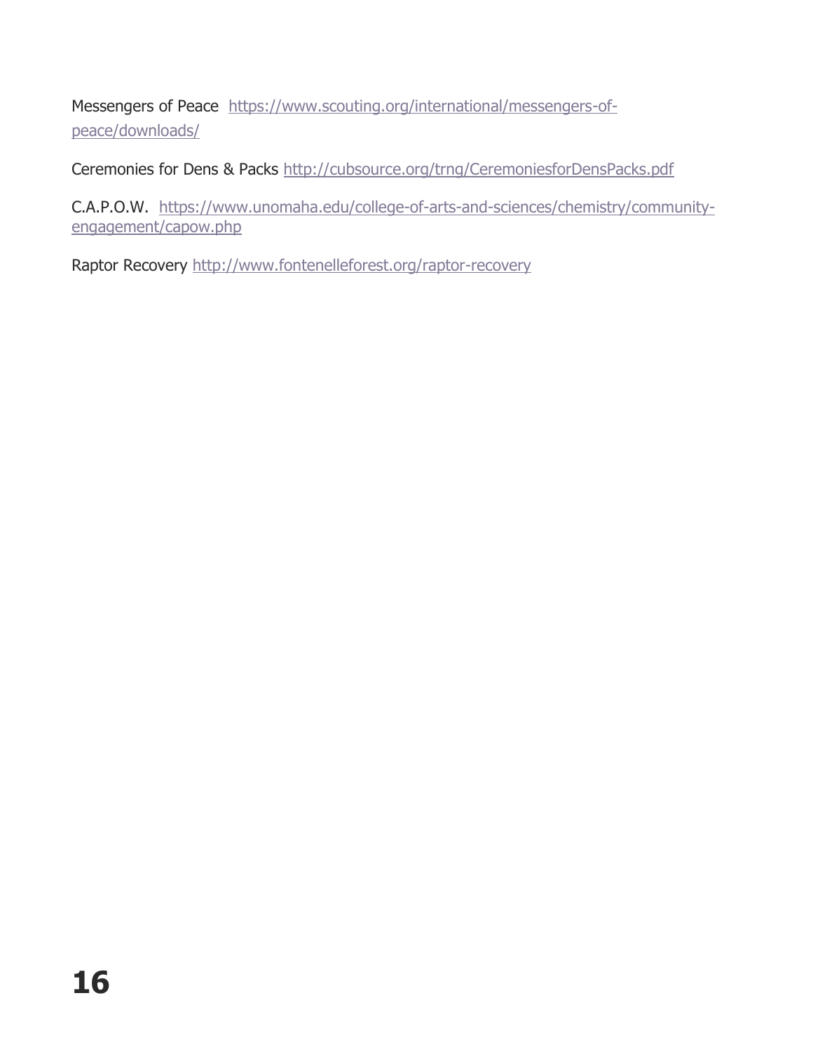Messengers of Peace https://www.scouting.org/international/messengers-of-peace/downloads/

Ceremonies for Dens & Packs http://cubsource.org/trng/CeremoniesforDensPacks.pdf

C.A.P.O.W. https://www.unomaha.edu/college-of-arts-and-sciences/chemistry/community-engagement/capow.php

Raptor Recovery http://www.fontenelleforest.org/raptor-recovery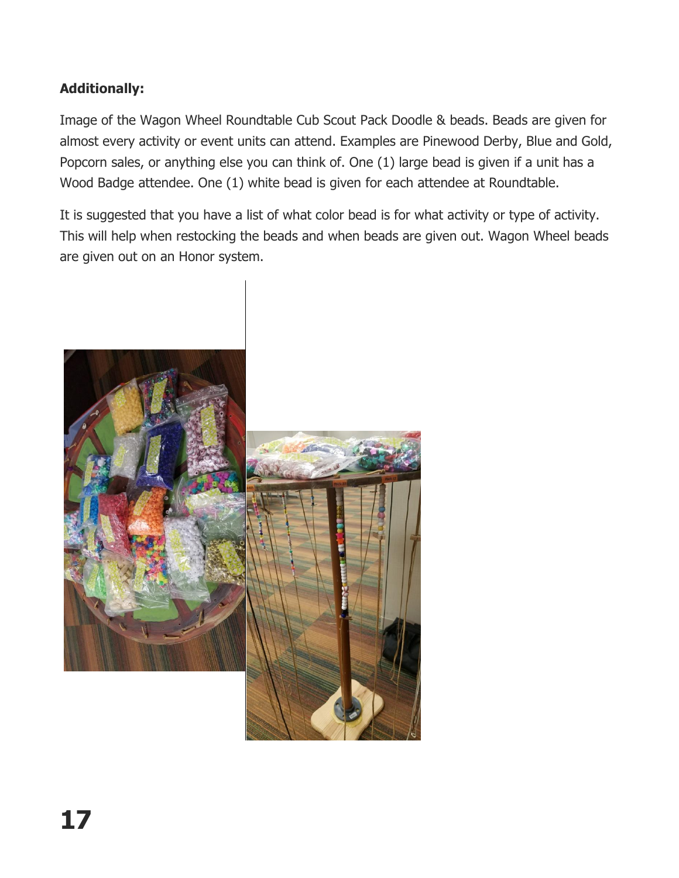**Additionally:**

Image of the Wagon Wheel Roundtable Cub Scout Pack Doodle & beads. Beads are given for almost every activity or event units can attend. Examples are Pinewood Derby, Blue and Gold, Popcorn sales, or anything else you can think of. One (1) large bead is given if a unit has a Wood Badge attendee. One (1) white bead is given for each attendee at Roundtable.

It is suggested that you have a list of what color bead is for what activity or type of activity. This will help when restocking the beads and when beads are given out. Wagon Wheel beads are given out on an Honor system.